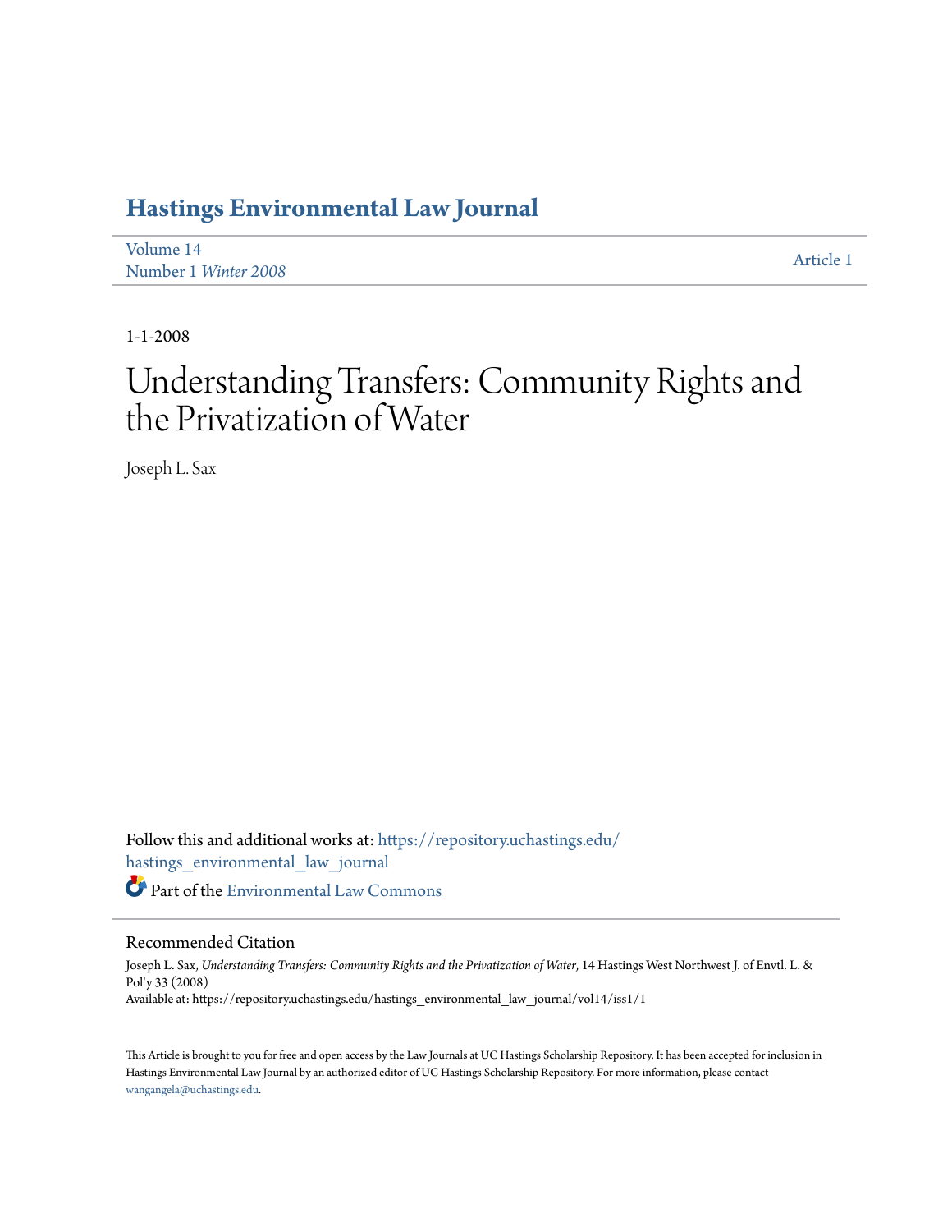# Hastings Environmental Law Journal

Volume 14
Number 1 *Winter 2008*

Article 1

1-1-2008

# Understanding Transfers: Community Rights and the Privatization of Water

Joseph L. Sax

Follow this and additional works at: https://repository.uchastings.edu/hastings_environmental_law_journal

Part of the Environmental Law Commons

## Recommended Citation

Joseph L. Sax, *Understanding Transfers: Community Rights and the Privatization of Water*, 14 Hastings West Northwest J. of Envtl. L. & Pol'y 33 (2008)
Available at: https://repository.uchastings.edu/hastings_environmental_law_journal/vol14/iss1/1

This Article is brought to you for free and open access by the Law Journals at UC Hastings Scholarship Repository. It has been accepted for inclusion in Hastings Environmental Law Journal by an authorized editor of UC Hastings Scholarship Repository. For more information, please contact wangangela@uchastings.edu.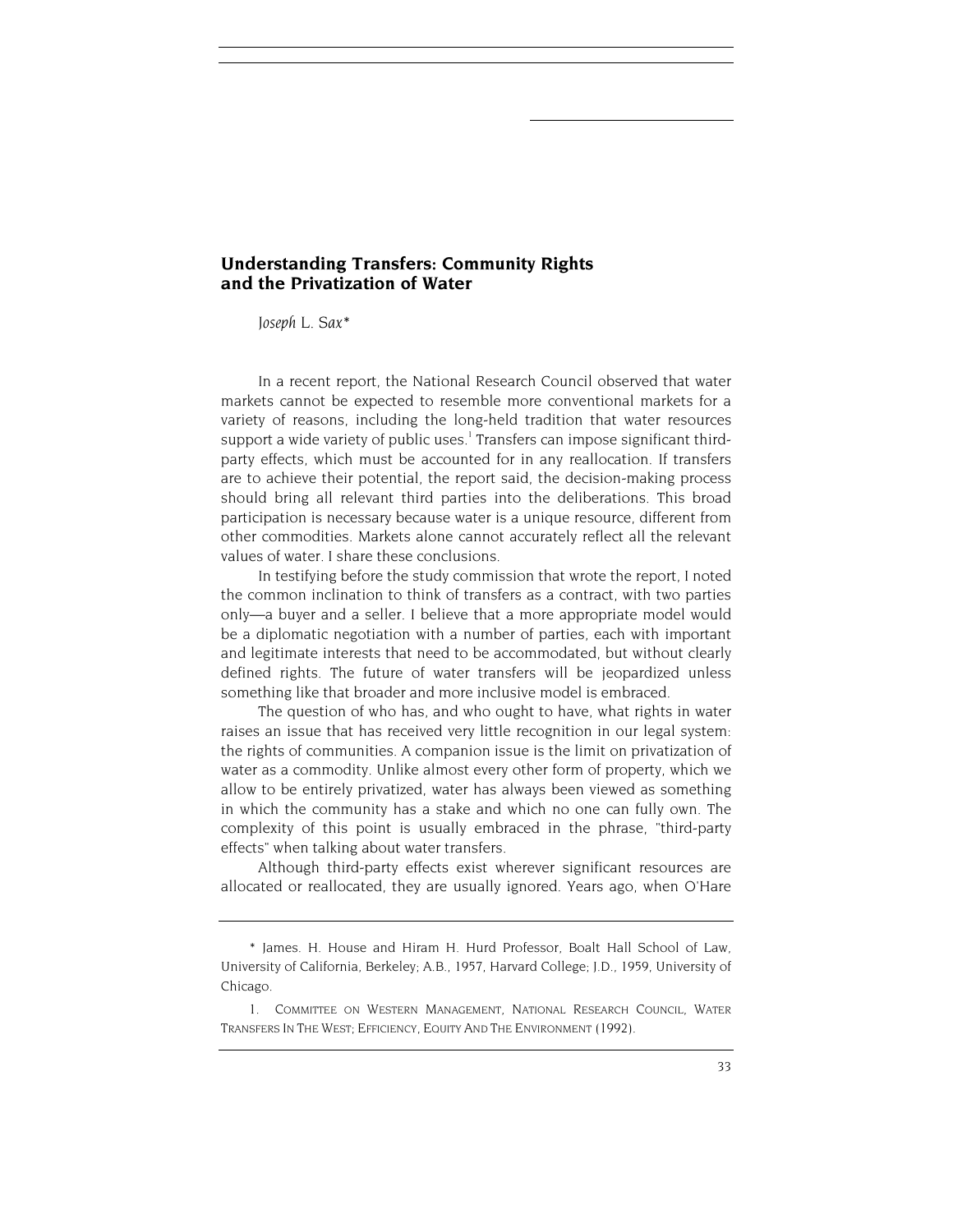## Understanding Transfers: Community Rights and the Privatization of Water

*Joseph L. Sax**

In a recent report, the National Research Council observed that water markets cannot be expected to resemble more conventional markets for a variety of reasons, including the long-held tradition that water resources support a wide variety of public uses.[1] Transfers can impose significant third-party effects, which must be accounted for in any reallocation. If transfers are to achieve their potential, the report said, the decision-making process should bring all relevant third parties into the deliberations. This broad participation is necessary because water is a unique resource, different from other commodities. Markets alone cannot accurately reflect all the relevant values of water. I share these conclusions.

In testifying before the study commission that wrote the report, I noted the common inclination to think of transfers as a contract, with two parties only—a buyer and a seller. I believe that a more appropriate model would be a diplomatic negotiation with a number of parties, each with important and legitimate interests that need to be accommodated, but without clearly defined rights. The future of water transfers will be jeopardized unless something like that broader and more inclusive model is embraced.

The question of who has, and who ought to have, what rights in water raises an issue that has received very little recognition in our legal system: the rights of communities. A companion issue is the limit on privatization of water as a commodity. Unlike almost every other form of property, which we allow to be entirely privatized, water has always been viewed as something in which the community has a stake and which no one can fully own. The complexity of this point is usually embraced in the phrase, "third-party effects" when talking about water transfers.

Although third-party effects exist wherever significant resources are allocated or reallocated, they are usually ignored. Years ago, when O'Hare

---

\* James. H. House and Hiram H. Hurd Professor, Boalt Hall School of Law, University of California, Berkeley; A.B., 1957, Harvard College; J.D., 1959, University of Chicago.

1. COMMITTEE ON WESTERN MANAGEMENT, NATIONAL RESEARCH COUNCIL, WATER TRANSFERS IN THE WEST; EFFICIENCY, EQUITY AND THE ENVIRONMENT (1992).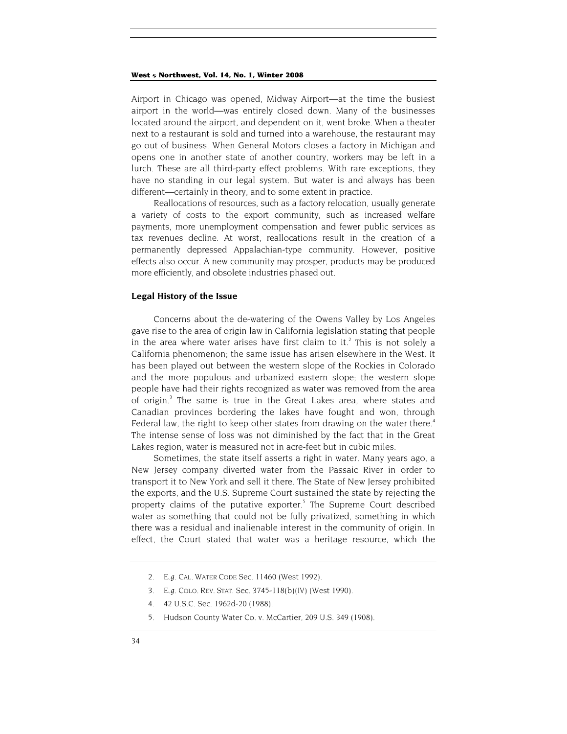Airport in Chicago was opened, Midway Airport—at the time the busiest airport in the world—was entirely closed down. Many of the businesses located around the airport, and dependent on it, went broke. When a theater next to a restaurant is sold and turned into a warehouse, the restaurant may go out of business. When General Motors closes a factory in Michigan and opens one in another state of another country, workers may be left in a lurch. These are all third-party effect problems. With rare exceptions, they have no standing in our legal system. But water is and always has been different—certainly in theory, and to some extent in practice.

Reallocations of resources, such as a factory relocation, usually generate a variety of costs to the export community, such as increased welfare payments, more unemployment compensation and fewer public services as tax revenues decline. At worst, reallocations result in the creation of a permanently depressed Appalachian-type community. However, positive effects also occur. A new community may prosper, products may be produced more efficiently, and obsolete industries phased out.

### Legal History of the Issue

Concerns about the de-watering of the Owens Valley by Los Angeles gave rise to the area of origin law in California legislation stating that people in the area where water arises have first claim to it.[2] This is not solely a California phenomenon; the same issue has arisen elsewhere in the West. It has been played out between the western slope of the Rockies in Colorado and the more populous and urbanized eastern slope; the western slope people have had their rights recognized as water was removed from the area of origin.[3] The same is true in the Great Lakes area, where states and Canadian provinces bordering the lakes have fought and won, through Federal law, the right to keep other states from drawing on the water there.[4] The intense sense of loss was not diminished by the fact that in the Great Lakes region, water is measured not in acre-feet but in cubic miles.

Sometimes, the state itself asserts a right in water. Many years ago, a New Jersey company diverted water from the Passaic River in order to transport it to New York and sell it there. The State of New Jersey prohibited the exports, and the U.S. Supreme Court sustained the state by rejecting the property claims of the putative exporter.[5] The Supreme Court described water as something that could not be fully privatized, something in which there was a residual and inalienable interest in the community of origin. In effect, the Court stated that water was a heritage resource, which the

2. *E.g.* CAL. WATER CODE Sec. 11460 (West 1992).

3. *E.g.* COLO. REV. STAT. Sec. 3745-118(b)(IV) (West 1990).

4. 42 U.S.C. Sec. 1962d-20 (1988).

5. Hudson County Water Co. v. McCartier, 209 U.S. 349 (1908).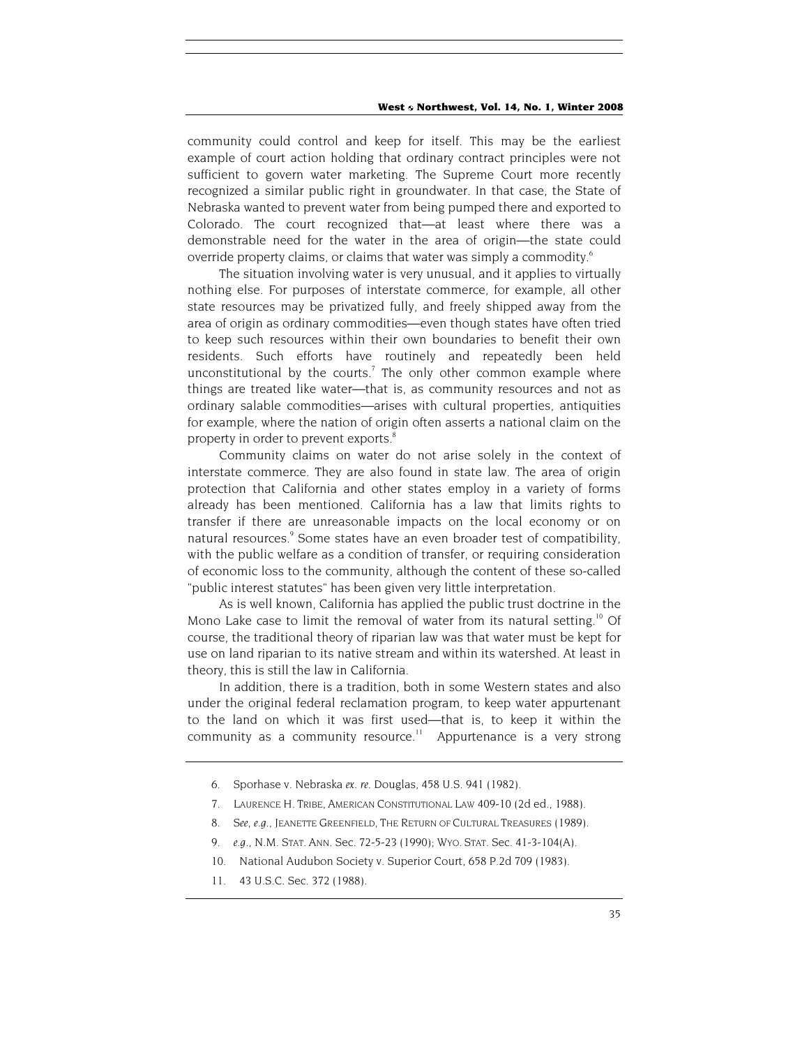community could control and keep for itself. This may be the earliest example of court action holding that ordinary contract principles were not sufficient to govern water marketing. The Supreme Court more recently recognized a similar public right in groundwater. In that case, the State of Nebraska wanted to prevent water from being pumped there and exported to Colorado. The court recognized that—at least where there was a demonstrable need for the water in the area of origin—the state could override property claims, or claims that water was simply a commodity.[6]

The situation involving water is very unusual, and it applies to virtually nothing else. For purposes of interstate commerce, for example, all other state resources may be privatized fully, and freely shipped away from the area of origin as ordinary commodities—even though states have often tried to keep such resources within their own boundaries to benefit their own residents. Such efforts have routinely and repeatedly been held unconstitutional by the courts.[7] The only other common example where things are treated like water—that is, as community resources and not as ordinary salable commodities—arises with cultural properties, antiquities for example, where the nation of origin often asserts a national claim on the property in order to prevent exports.[8]

Community claims on water do not arise solely in the context of interstate commerce. They are also found in state law. The area of origin protection that California and other states employ in a variety of forms already has been mentioned. California has a law that limits rights to transfer if there are unreasonable impacts on the local economy or on natural resources.[9] Some states have an even broader test of compatibility, with the public welfare as a condition of transfer, or requiring consideration of economic loss to the community, although the content of these so-called "public interest statutes" has been given very little interpretation.

As is well known, California has applied the public trust doctrine in the Mono Lake case to limit the removal of water from its natural setting.[10] Of course, the traditional theory of riparian law was that water must be kept for use on land riparian to its native stream and within its watershed. At least in theory, this is still the law in California.

In addition, there is a tradition, both in some Western states and also under the original federal reclamation program, to keep water appurtenant to the land on which it was first used—that is, to keep it within the community as a community resource.[11] Appurtenance is a very strong

6. Sporhase v. Nebraska *ex. re.* Douglas, 458 U.S. 941 (1982).

7. LAURENCE H. TRIBE, AMERICAN CONSTITUTIONAL LAW 409-10 (2d ed., 1988).

8. *See*, *e.g.*, JEANETTE GREENFIELD, THE RETURN OF CULTURAL TREASURES (1989).

9. *e.g.*, N.M. STAT. ANN. Sec. 72-5-23 (1990); WYO. STAT. Sec. 41-3-104(A).

10. National Audubon Society v. Superior Court, 658 P.2d 709 (1983).

11. 43 U.S.C. Sec. 372 (1988).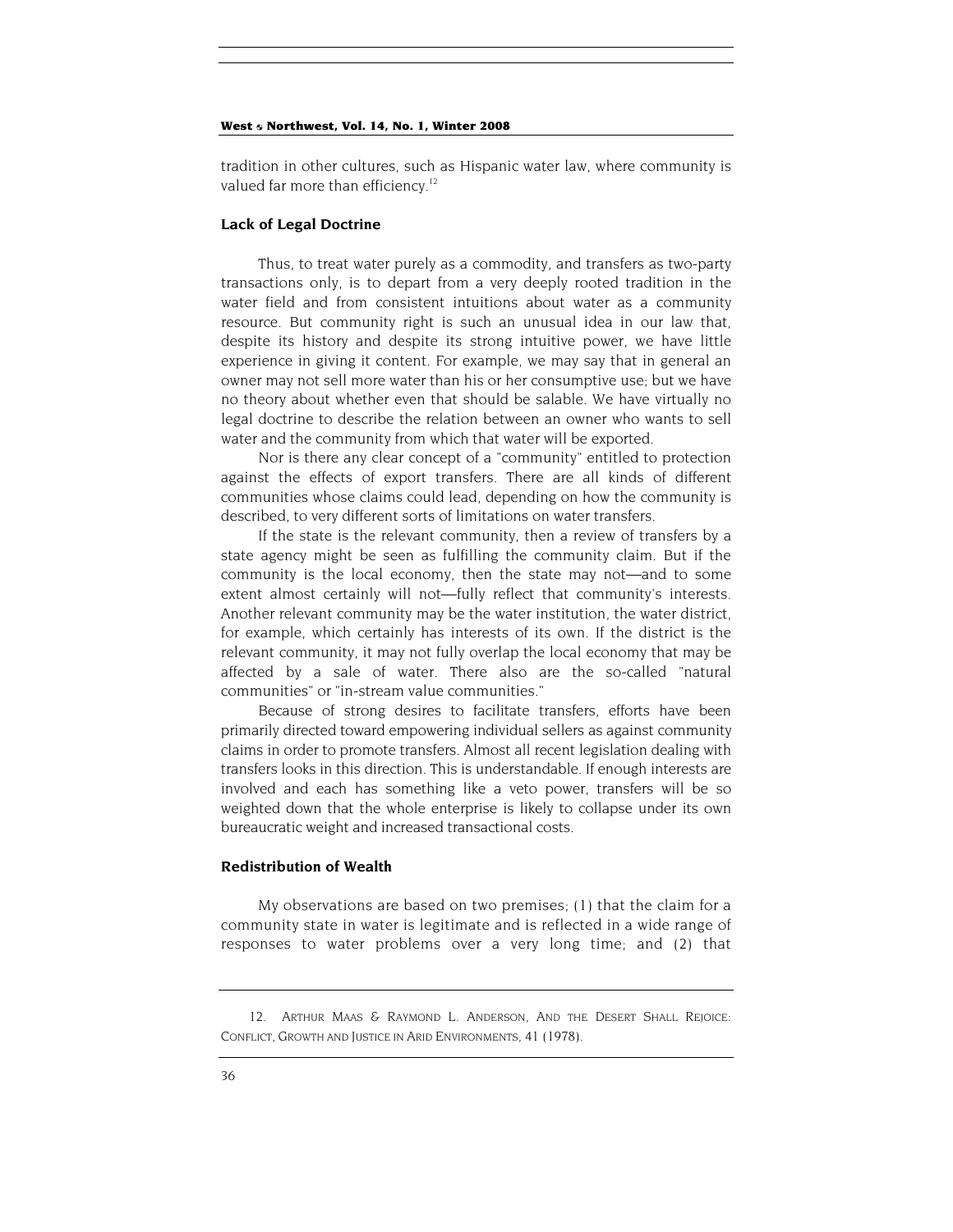tradition in other cultures, such as Hispanic water law, where community is valued far more than efficiency.[12]

### Lack of Legal Doctrine

Thus, to treat water purely as a commodity, and transfers as two-party transactions only, is to depart from a very deeply rooted tradition in the water field and from consistent intuitions about water as a community resource. But community right is such an unusual idea in our law that, despite its history and despite its strong intuitive power, we have little experience in giving it content. For example, we may say that in general an owner may not sell more water than his or her consumptive use; but we have no theory about whether even that should be salable. We have virtually no legal doctrine to describe the relation between an owner who wants to sell water and the community from which that water will be exported.

Nor is there any clear concept of a "community" entitled to protection against the effects of export transfers. There are all kinds of different communities whose claims could lead, depending on how the community is described, to very different sorts of limitations on water transfers.

If the state is the relevant community, then a review of transfers by a state agency might be seen as fulfilling the community claim. But if the community is the local economy, then the state may not—and to some extent almost certainly will not—fully reflect that community's interests. Another relevant community may be the water institution, the water district, for example, which certainly has interests of its own. If the district is the relevant community, it may not fully overlap the local economy that may be affected by a sale of water. There also are the so-called "natural communities" or "in-stream value communities."

Because of strong desires to facilitate transfers, efforts have been primarily directed toward empowering individual sellers as against community claims in order to promote transfers. Almost all recent legislation dealing with transfers looks in this direction. This is understandable. If enough interests are involved and each has something like a veto power, transfers will be so weighted down that the whole enterprise is likely to collapse under its own bureaucratic weight and increased transactional costs.

### Redistribution of Wealth

My observations are based on two premises; (1) that the claim for a community state in water is legitimate and is reflected in a wide range of responses to water problems over a very long time; and (2) that

---

12. ARTHUR MAAS & RAYMOND L. ANDERSON, AND THE DESERT SHALL REJOICE: CONFLICT, GROWTH AND JUSTICE IN ARID ENVIRONMENTS, 41 (1978).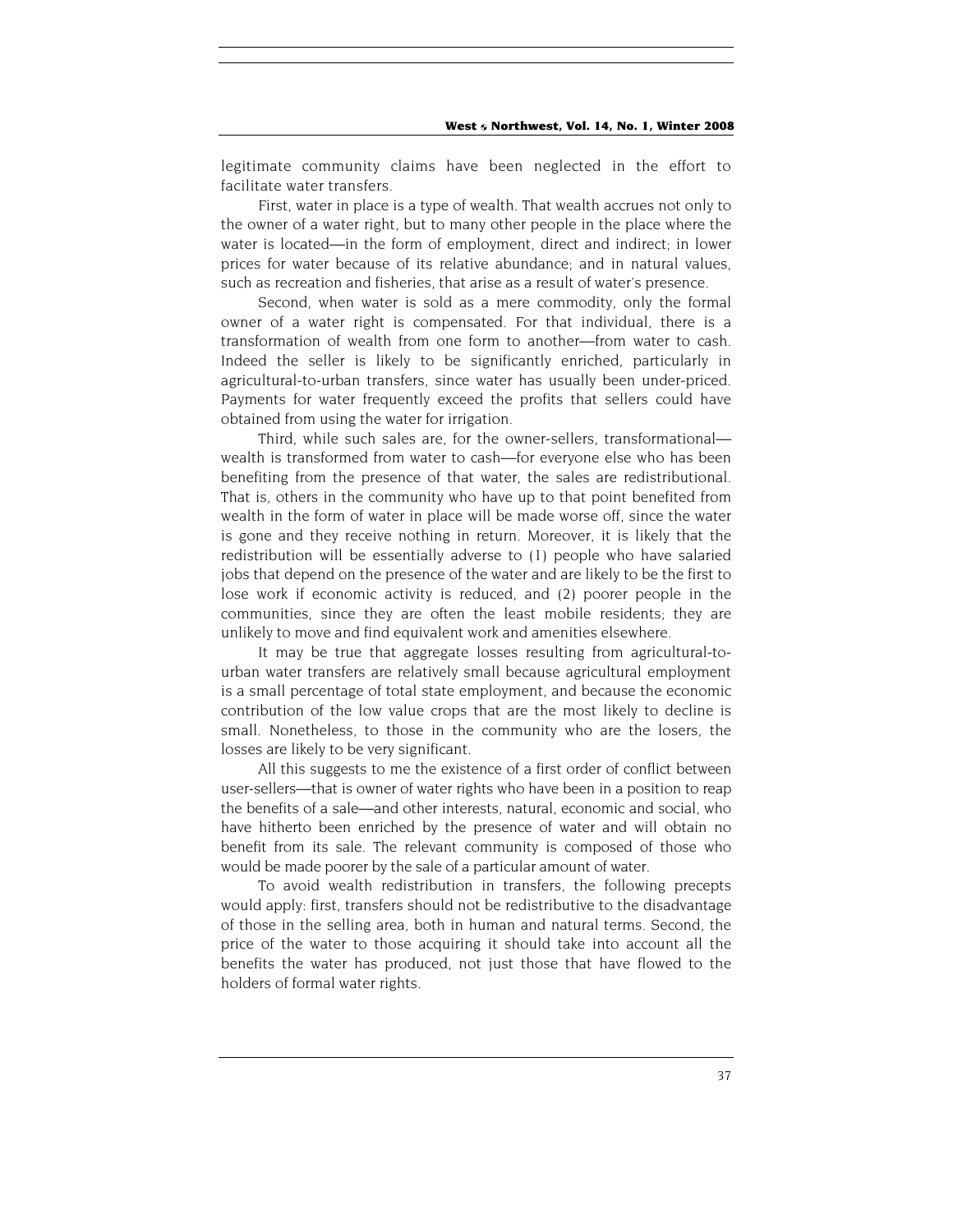legitimate community claims have been neglected in the effort to facilitate water transfers.

First, water in place is a type of wealth. That wealth accrues not only to the owner of a water right, but to many other people in the place where the water is located—in the form of employment, direct and indirect; in lower prices for water because of its relative abundance; and in natural values, such as recreation and fisheries, that arise as a result of water's presence.

Second, when water is sold as a mere commodity, only the formal owner of a water right is compensated. For that individual, there is a transformation of wealth from one form to another—from water to cash. Indeed the seller is likely to be significantly enriched, particularly in agricultural-to-urban transfers, since water has usually been under-priced. Payments for water frequently exceed the profits that sellers could have obtained from using the water for irrigation.

Third, while such sales are, for the owner-sellers, transformational—wealth is transformed from water to cash—for everyone else who has been benefiting from the presence of that water, the sales are redistributional. That is, others in the community who have up to that point benefited from wealth in the form of water in place will be made worse off, since the water is gone and they receive nothing in return. Moreover, it is likely that the redistribution will be essentially adverse to (1) people who have salaried jobs that depend on the presence of the water and are likely to be the first to lose work if economic activity is reduced, and (2) poorer people in the communities, since they are often the least mobile residents; they are unlikely to move and find equivalent work and amenities elsewhere.

It may be true that aggregate losses resulting from agricultural-to-urban water transfers are relatively small because agricultural employment is a small percentage of total state employment, and because the economic contribution of the low value crops that are the most likely to decline is small. Nonetheless, to those in the community who are the losers, the losses are likely to be very significant.

All this suggests to me the existence of a first order of conflict between user-sellers—that is owner of water rights who have been in a position to reap the benefits of a sale—and other interests, natural, economic and social, who have hitherto been enriched by the presence of water and will obtain no benefit from its sale. The relevant community is composed of those who would be made poorer by the sale of a particular amount of water.

To avoid wealth redistribution in transfers, the following precepts would apply: first, transfers should not be redistributive to the disadvantage of those in the selling area, both in human and natural terms. Second, the price of the water to those acquiring it should take into account all the benefits the water has produced, not just those that have flowed to the holders of formal water rights.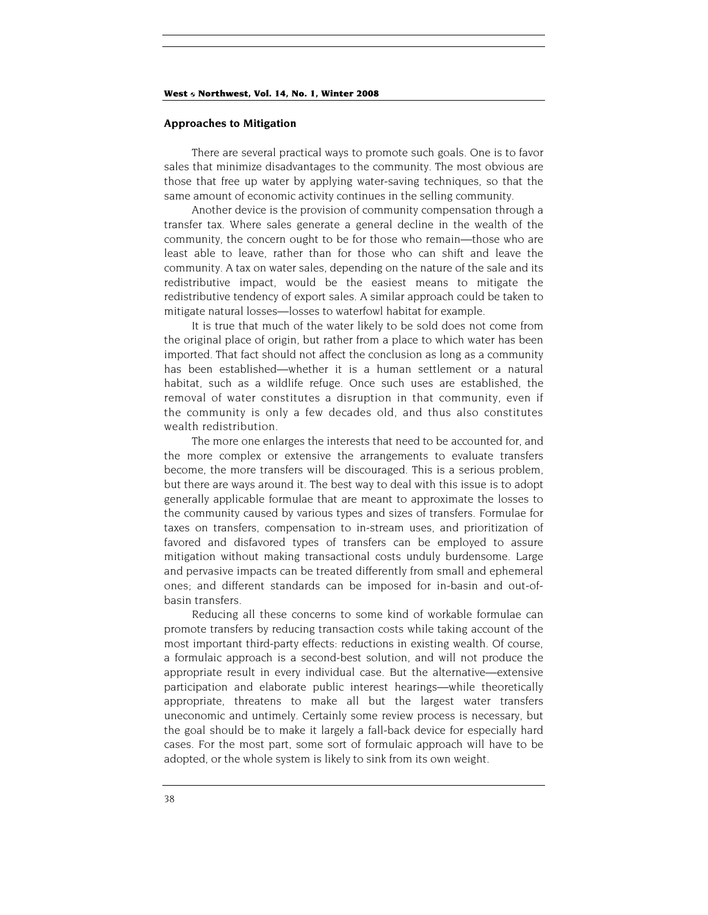## Approaches to Mitigation

There are several practical ways to promote such goals. One is to favor sales that minimize disadvantages to the community. The most obvious are those that free up water by applying water-saving techniques, so that the same amount of economic activity continues in the selling community.

Another device is the provision of community compensation through a transfer tax. Where sales generate a general decline in the wealth of the community, the concern ought to be for those who remain—those who are least able to leave, rather than for those who can shift and leave the community. A tax on water sales, depending on the nature of the sale and its redistributive impact, would be the easiest means to mitigate the redistributive tendency of export sales. A similar approach could be taken to mitigate natural losses—losses to waterfowl habitat for example.

It is true that much of the water likely to be sold does not come from the original place of origin, but rather from a place to which water has been imported. That fact should not affect the conclusion as long as a community has been established—whether it is a human settlement or a natural habitat, such as a wildlife refuge. Once such uses are established, the removal of water constitutes a disruption in that community, even if the community is only a few decades old, and thus also constitutes wealth redistribution.

The more one enlarges the interests that need to be accounted for, and the more complex or extensive the arrangements to evaluate transfers become, the more transfers will be discouraged. This is a serious problem, but there are ways around it. The best way to deal with this issue is to adopt generally applicable formulae that are meant to approximate the losses to the community caused by various types and sizes of transfers. Formulae for taxes on transfers, compensation to in-stream uses, and prioritization of favored and disfavored types of transfers can be employed to assure mitigation without making transactional costs unduly burdensome. Large and pervasive impacts can be treated differently from small and ephemeral ones; and different standards can be imposed for in-basin and out-of-basin transfers.

Reducing all these concerns to some kind of workable formulae can promote transfers by reducing transaction costs while taking account of the most important third-party effects: reductions in existing wealth. Of course, a formulaic approach is a second-best solution, and will not produce the appropriate result in every individual case. But the alternative—extensive participation and elaborate public interest hearings—while theoretically appropriate, threatens to make all but the largest water transfers uneconomic and untimely. Certainly some review process is necessary, but the goal should be to make it largely a fall-back device for especially hard cases. For the most part, some sort of formulaic approach will have to be adopted, or the whole system is likely to sink from its own weight.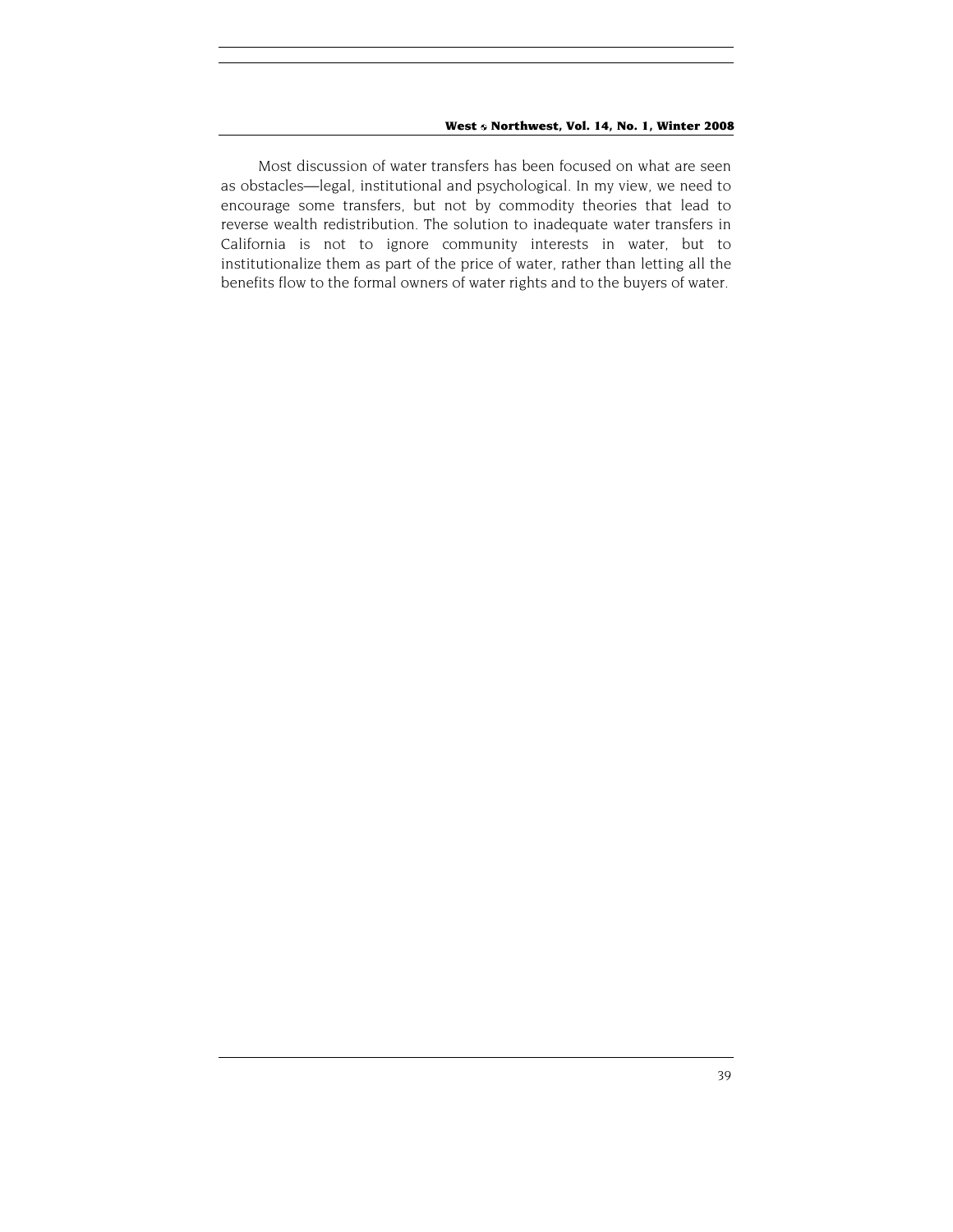Most discussion of water transfers has been focused on what are seen as obstacles—legal, institutional and psychological. In my view, we need to encourage some transfers, but not by commodity theories that lead to reverse wealth redistribution. The solution to inadequate water transfers in California is not to ignore community interests in water, but to institutionalize them as part of the price of water, rather than letting all the benefits flow to the formal owners of water rights and to the buyers of water.